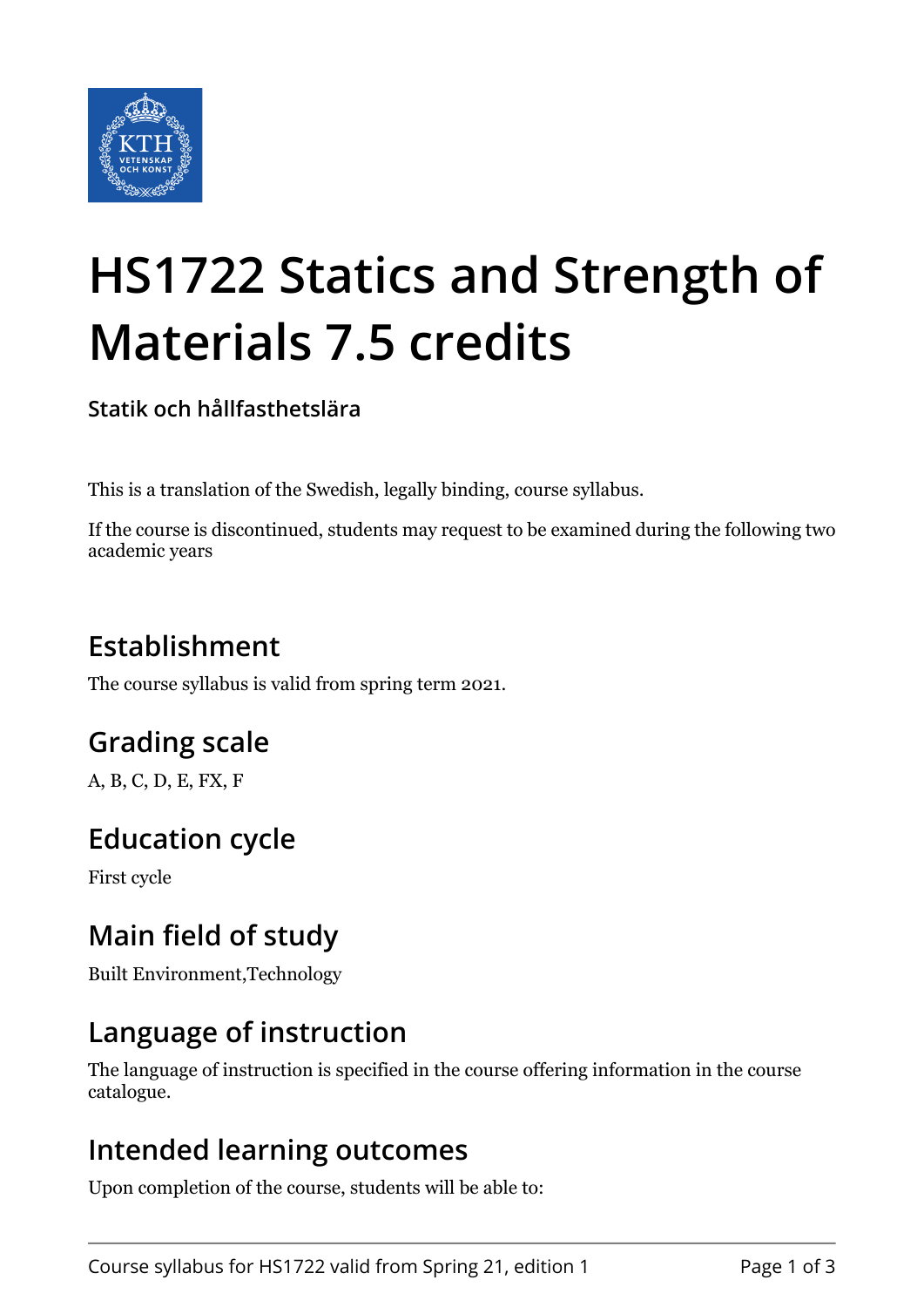# HS1722 Statics and Strength of Materials 7.5 credits

**Statik och hållfasthetslära**

This is a translation of the Swedish, legally binding, course syllabus.

If the course is discontinued, students may request to be examined during the following two academic years

## Establishment

The course syllabus is valid from spring term 2021.

## Grading scale

A, B, C, D, E, FX, F

## Education cycle

First cycle

## Main field of study

Built Environment,Technology

## Language of instruction

The language of instruction is specified in the course offering information in the course catalogue.

## Intended learning outcomes

Upon completion of the course, students will be able to: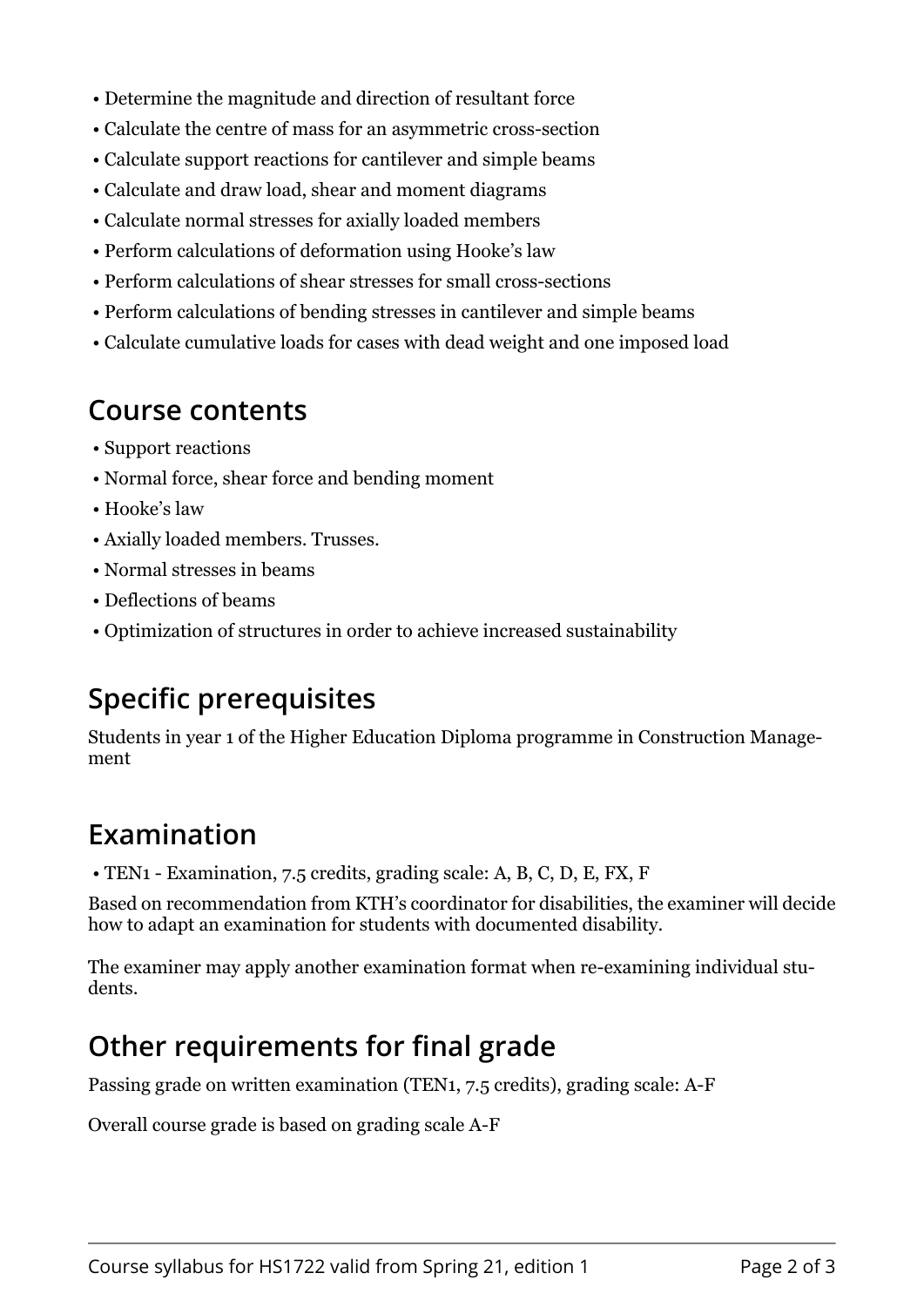- Determine the magnitude and direction of resultant force
- Calculate the centre of mass for an asymmetric cross-section
- Calculate support reactions for cantilever and simple beams
- Calculate and draw load, shear and moment diagrams
- Calculate normal stresses for axially loaded members
- Perform calculations of deformation using Hooke's law
- Perform calculations of shear stresses for small cross-sections
- Perform calculations of bending stresses in cantilever and simple beams
- Calculate cumulative loads for cases with dead weight and one imposed load

## Course contents

- Support reactions
- Normal force, shear force and bending moment
- Hooke's law
- Axially loaded members. Trusses.
- Normal stresses in beams
- Deflections of beams
- Optimization of structures in order to achieve increased sustainability

## Specific prerequisites

Students in year 1 of the Higher Education Diploma programme in Construction Management

## Examination

- TEN1 - Examination, 7.5 credits, grading scale: A, B, C, D, E, FX, F

Based on recommendation from KTH's coordinator for disabilities, the examiner will decide how to adapt an examination for students with documented disability.

The examiner may apply another examination format when re-examining individual students.

## Other requirements for final grade

Passing grade on written examination (TEN1, 7.5 credits), grading scale: A-F

Overall course grade is based on grading scale A-F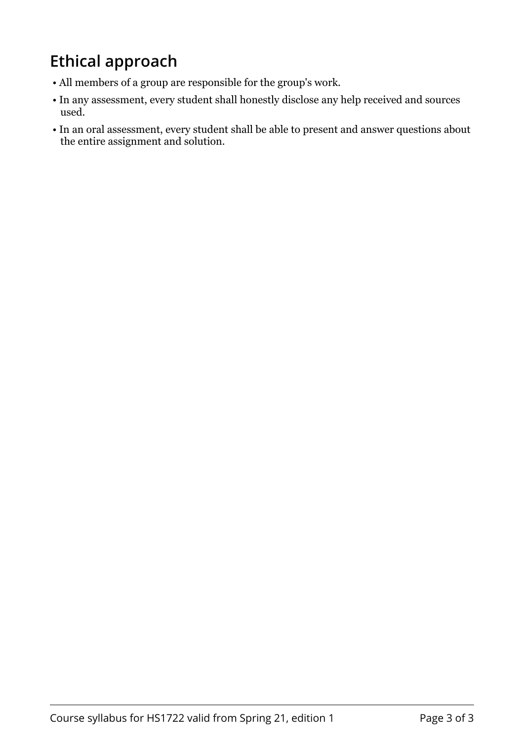## Ethical approach

- All members of a group are responsible for the group's work.
- In any assessment, every student shall honestly disclose any help received and sources used.
- In an oral assessment, every student shall be able to present and answer questions about the entire assignment and solution.